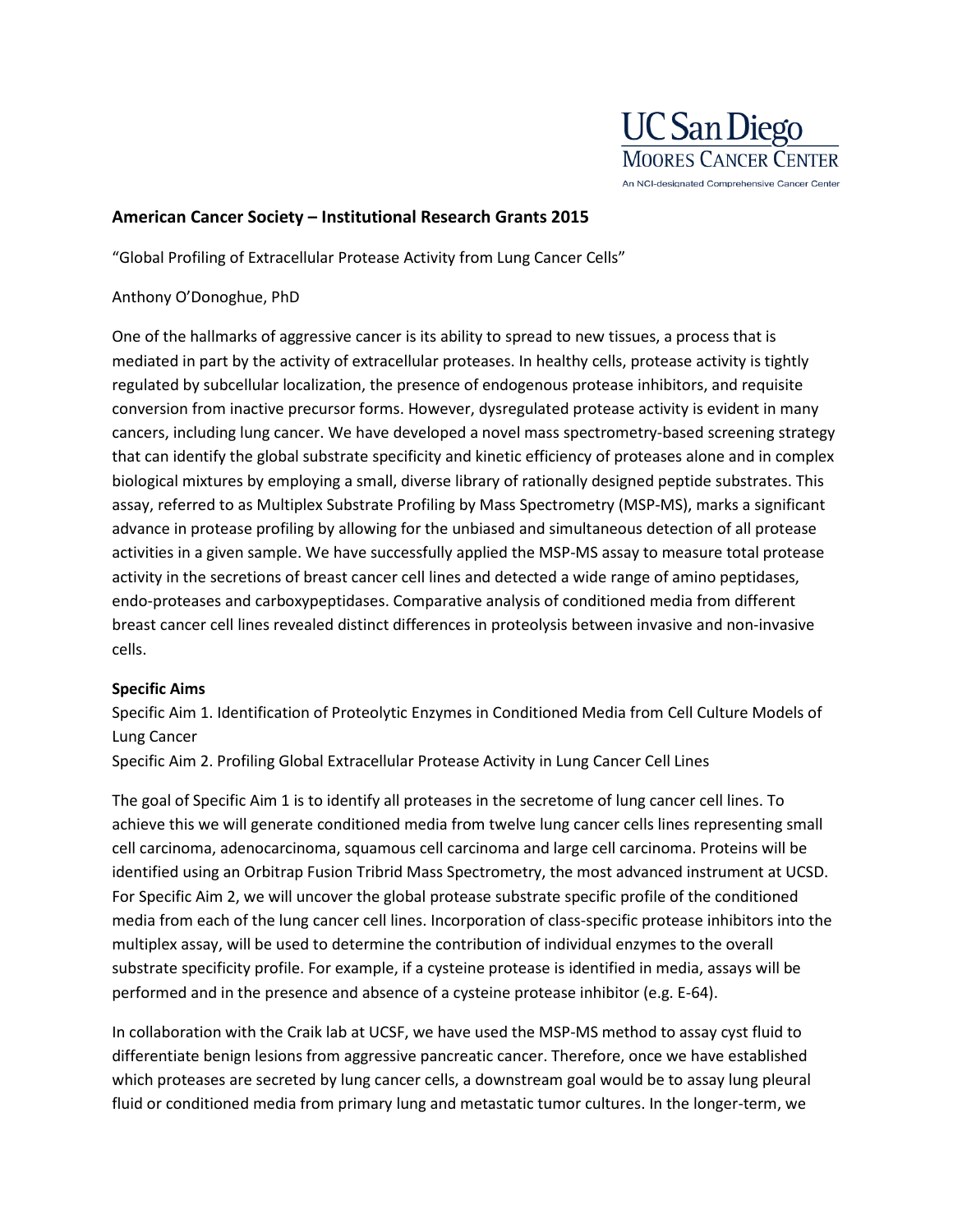UC San Diego
MOORES CANCER CENTER
An NCI-designated Comprehensive Cancer Center

## American Cancer Society – Institutional Research Grants 2015

"Global Profiling of Extracellular Protease Activity from Lung Cancer Cells"

Anthony O'Donoghue, PhD

One of the hallmarks of aggressive cancer is its ability to spread to new tissues, a process that is mediated in part by the activity of extracellular proteases. In healthy cells, protease activity is tightly regulated by subcellular localization, the presence of endogenous protease inhibitors, and requisite conversion from inactive precursor forms. However, dysregulated protease activity is evident in many cancers, including lung cancer. We have developed a novel mass spectrometry-based screening strategy that can identify the global substrate specificity and kinetic efficiency of proteases alone and in complex biological mixtures by employing a small, diverse library of rationally designed peptide substrates. This assay, referred to as Multiplex Substrate Profiling by Mass Spectrometry (MSP-MS), marks a significant advance in protease profiling by allowing for the unbiased and simultaneous detection of all protease activities in a given sample. We have successfully applied the MSP-MS assay to measure total protease activity in the secretions of breast cancer cell lines and detected a wide range of amino peptidases, endo-proteases and carboxypeptidases. Comparative analysis of conditioned media from different breast cancer cell lines revealed distinct differences in proteolysis between invasive and non-invasive cells.

### Specific Aims

Specific Aim 1. Identification of Proteolytic Enzymes in Conditioned Media from Cell Culture Models of Lung Cancer

Specific Aim 2. Profiling Global Extracellular Protease Activity in Lung Cancer Cell Lines

The goal of Specific Aim 1 is to identify all proteases in the secretome of lung cancer cell lines. To achieve this we will generate conditioned media from twelve lung cancer cells lines representing small cell carcinoma, adenocarcinoma, squamous cell carcinoma and large cell carcinoma. Proteins will be identified using an Orbitrap Fusion Tribrid Mass Spectrometry, the most advanced instrument at UCSD. For Specific Aim 2, we will uncover the global protease substrate specific profile of the conditioned media from each of the lung cancer cell lines. Incorporation of class-specific protease inhibitors into the multiplex assay, will be used to determine the contribution of individual enzymes to the overall substrate specificity profile. For example, if a cysteine protease is identified in media, assays will be performed and in the presence and absence of a cysteine protease inhibitor (e.g. E-64).

In collaboration with the Craik lab at UCSF, we have used the MSP-MS method to assay cyst fluid to differentiate benign lesions from aggressive pancreatic cancer. Therefore, once we have established which proteases are secreted by lung cancer cells, a downstream goal would be to assay lung pleural fluid or conditioned media from primary lung and metastatic tumor cultures. In the longer-term, we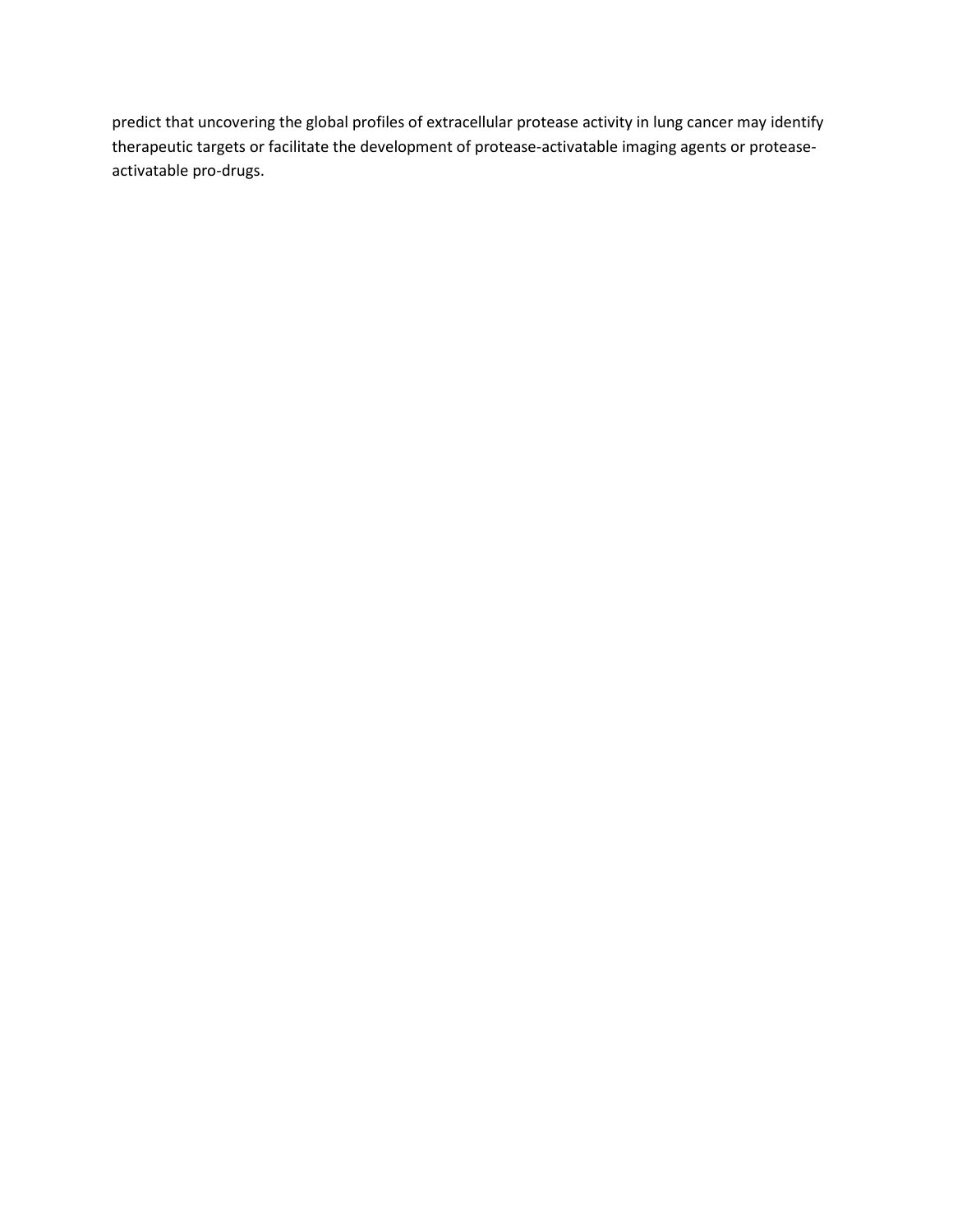predict that uncovering the global profiles of extracellular protease activity in lung cancer may identify therapeutic targets or facilitate the development of protease-activatable imaging agents or protease-activatable pro-drugs.